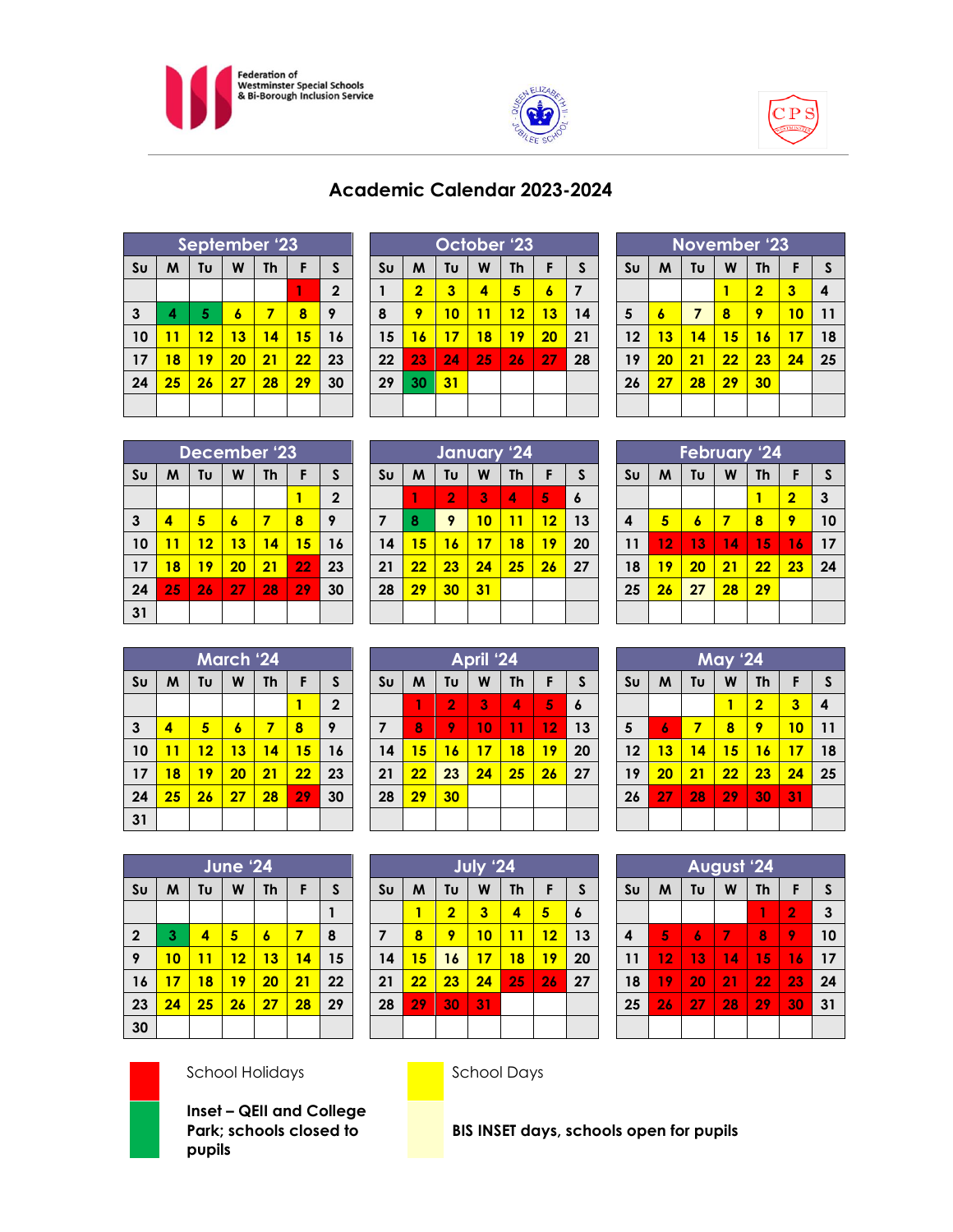Federation of Westminster Special Schools & Bi-Borough Inclusion Service

# Academic Calendar 2023-2024

**September '23**

| Su | M | Tu | W | Th | F | S |
|---|---|---|---|---|---|---|
| | | | | | 1 | 2 |
| 3 | 4 | 5 | 6 | 7 | 8 | 9 |
| 10 | 11 | 12 | 13 | 14 | 15 | 16 |
| 17 | 18 | 19 | 20 | 21 | 22 | 23 |
| 24 | 25 | 26 | 27 | 28 | 29 | 30 |

**October '23**

| Su | M | Tu | W | Th | F | S |
|---|---|---|---|---|---|---|
| 1 | 2 | 3 | 4 | 5 | 6 | 7 |
| 8 | 9 | 10 | 11 | 12 | 13 | 14 |
| 15 | 16 | 17 | 18 | 19 | 20 | 21 |
| 22 | 23 | 24 | 25 | 26 | 27 | 28 |
| 29 | 30 | 31 | | | | |

**November '23**

| Su | M | Tu | W | Th | F | S |
|---|---|---|---|---|---|---|
| | | | 1 | 2 | 3 | 4 |
| 5 | 6 | 7 | 8 | 9 | 10 | 11 |
| 12 | 13 | 14 | 15 | 16 | 17 | 18 |
| 19 | 20 | 21 | 22 | 23 | 24 | 25 |
| 26 | 27 | 28 | 29 | 30 | | |

**December '23**

| Su | M | Tu | W | Th | F | S |
|---|---|---|---|---|---|---|
| | | | | | 1 | 2 |
| 3 | 4 | 5 | 6 | 7 | 8 | 9 |
| 10 | 11 | 12 | 13 | 14 | 15 | 16 |
| 17 | 18 | 19 | 20 | 21 | 22 | 23 |
| 24 | 25 | 26 | 27 | 28 | 29 | 30 |
| 31 | | | | | | |

**January '24**

| Su | M | Tu | W | Th | F | S |
|---|---|---|---|---|---|---|
| | 1 | 2 | 3 | 4 | 5 | 6 |
| 7 | 8 | 9 | 10 | 11 | 12 | 13 |
| 14 | 15 | 16 | 17 | 18 | 19 | 20 |
| 21 | 22 | 23 | 24 | 25 | 26 | 27 |
| 28 | 29 | 30 | 31 | | | |

**February '24**

| Su | M | Tu | W | Th | F | S |
|---|---|---|---|---|---|---|
| | | | | 1 | 2 | 3 |
| 4 | 5 | 6 | 7 | 8 | 9 | 10 |
| 11 | 12 | 13 | 14 | 15 | 16 | 17 |
| 18 | 19 | 20 | 21 | 22 | 23 | 24 |
| 25 | 26 | 27 | 28 | 29 | | |

**March '24**

| Su | M | Tu | W | Th | F | S |
|---|---|---|---|---|---|---|
| | | | | | 1 | 2 |
| 3 | 4 | 5 | 6 | 7 | 8 | 9 |
| 10 | 11 | 12 | 13 | 14 | 15 | 16 |
| 17 | 18 | 19 | 20 | 21 | 22 | 23 |
| 24 | 25 | 26 | 27 | 28 | 29 | 30 |
| 31 | | | | | | |

**April '24**

| Su | M | Tu | W | Th | F | S |
|---|---|---|---|---|---|---|
| | 1 | 2 | 3 | 4 | 5 | 6 |
| 7 | 8 | 9 | 10 | 11 | 12 | 13 |
| 14 | 15 | 16 | 17 | 18 | 19 | 20 |
| 21 | 22 | 23 | 24 | 25 | 26 | 27 |
| 28 | 29 | 30 | | | | |

**May '24**

| Su | M | Tu | W | Th | F | S |
|---|---|---|---|---|---|---|
| | | | 1 | 2 | 3 | 4 |
| 5 | 6 | 7 | 8 | 9 | 10 | 11 |
| 12 | 13 | 14 | 15 | 16 | 17 | 18 |
| 19 | 20 | 21 | 22 | 23 | 24 | 25 |
| 26 | 27 | 28 | 29 | 30 | 31 | |

**June '24**

| Su | M | Tu | W | Th | F | S |
|---|---|---|---|---|---|---|
| | | | | | | 1 |
| 2 | 3 | 4 | 5 | 6 | 7 | 8 |
| 9 | 10 | 11 | 12 | 13 | 14 | 15 |
| 16 | 17 | 18 | 19 | 20 | 21 | 22 |
| 23 | 24 | 25 | 26 | 27 | 28 | 29 |
| 30 | | | | | | |

**July '24**

| Su | M | Tu | W | Th | F | S |
|---|---|---|---|---|---|---|
| | 1 | 2 | 3 | 4 | 5 | 6 |
| 7 | 8 | 9 | 10 | 11 | 12 | 13 |
| 14 | 15 | 16 | 17 | 18 | 19 | 20 |
| 21 | 22 | 23 | 24 | 25 | 26 | 27 |
| 28 | 29 | 30 | 31 | | | |

**August '24**

| Su | M | Tu | W | Th | F | S |
|---|---|---|---|---|---|---|
| | | | | 1 | 2 | 3 |
| 4 | 5 | 6 | 7 | 8 | 9 | 10 |
| 11 | 12 | 13 | 14 | 15 | 16 | 17 |
| 18 | 19 | 20 | 21 | 22 | 23 | 24 |
| 25 | 26 | 27 | 28 | 29 | 30 | 31 |

School Holidays

School Days

**Inset – QEII and College Park; schools closed to pupils**

**BIS INSET days, schools open for pupils**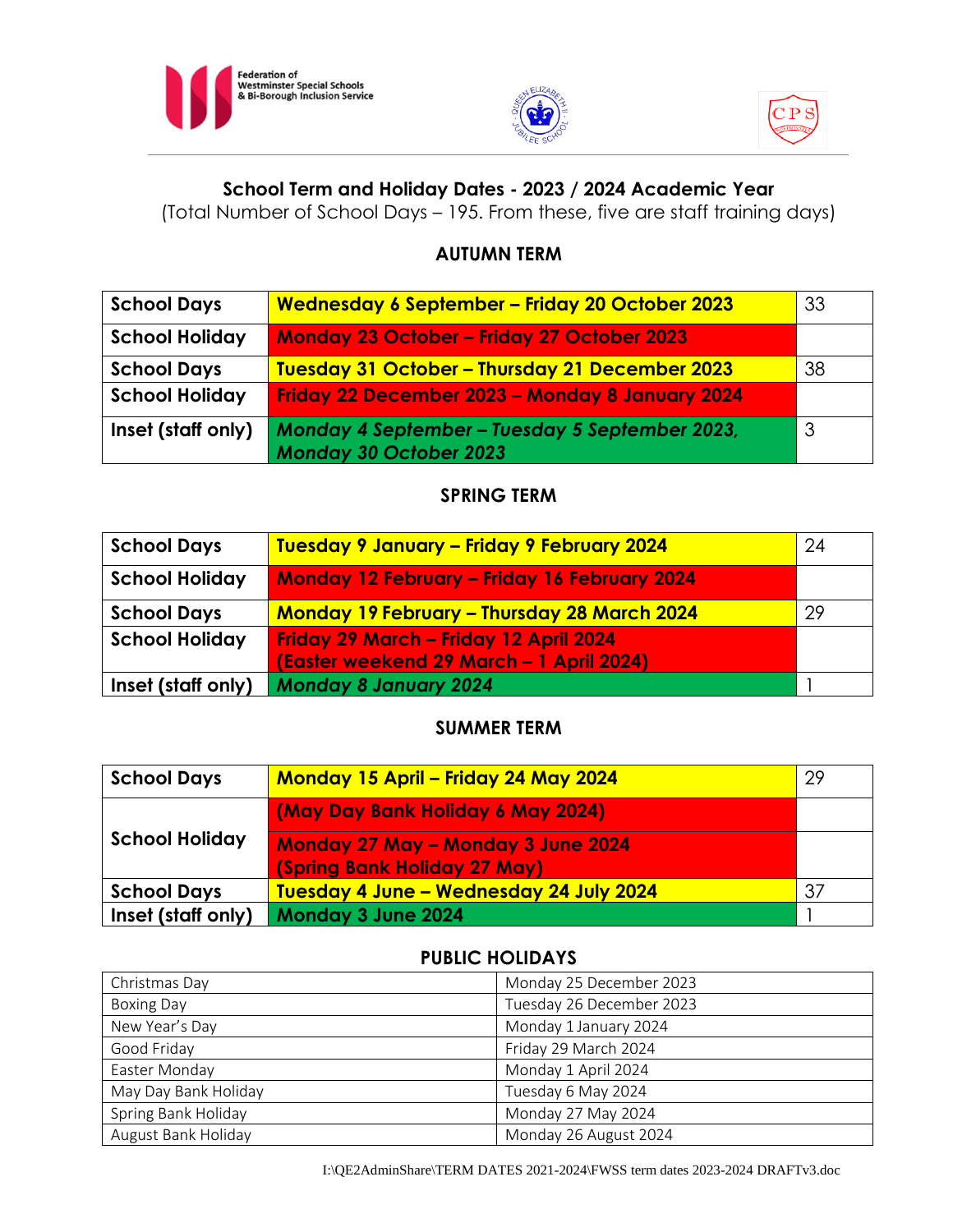**School Term and Holiday Dates - 2023 / 2024 Academic Year**

(Total Number of School Days – 195. From these, five are staff training days)

## AUTUMN TERM

| | | |
|---|---|---|
| **School Days** | **Wednesday 6 September – Friday 20 October 2023** | 33 |
| **School Holiday** | **Monday 23 October – Friday 27 October 2023** | |
| **School Days** | **Tuesday 31 October – Thursday 21 December 2023** | 38 |
| **School Holiday** | **Friday 22 December 2023 – Monday 8 January 2024** | |
| **Inset (staff only)** | ***Monday 4 September – Tuesday 5 September 2023, Monday 30 October 2023*** | 3 |

## SPRING TERM

| | | |
|---|---|---|
| **School Days** | **Tuesday 9 January – Friday 9 February 2024** | 24 |
| **School Holiday** | **Monday 12 February – Friday 16 February 2024** | |
| **School Days** | **Monday 19 February – Thursday 28 March 2024** | 29 |
| **School Holiday** | **Friday 29 March – Friday 12 April 2024 (Easter weekend 29 March – 1 April 2024)** | |
| **Inset (staff only)** | ***Monday 8 January 2024*** | 1 |

## SUMMER TERM

| | | |
|---|---|---|
| **School Days** | **Monday 15 April – Friday 24 May 2024** | 29 |
| **School Holiday** | **(May Day Bank Holiday 6 May 2024)** | |
| | **Monday 27 May – Monday 3 June 2024 (Spring Bank Holiday 27 May)** | |
| **School Days** | **Tuesday 4 June – Wednesday 24 July 2024** | 37 |
| **Inset (staff only)** | **Monday 3 June 2024** | 1 |

## PUBLIC HOLIDAYS

| | |
|---|---|
| Christmas Day | Monday 25 December 2023 |
| Boxing Day | Tuesday 26 December 2023 |
| New Year's Day | Monday 1 January 2024 |
| Good Friday | Friday 29 March 2024 |
| Easter Monday | Monday 1 April 2024 |
| May Day Bank Holiday | Tuesday 6 May 2024 |
| Spring Bank Holiday | Monday 27 May 2024 |
| August Bank Holiday | Monday 26 August 2024 |

I:\QE2AdminShare\TERM DATES 2021-2024\FWSS term dates 2023-2024 DRAFTv3.doc